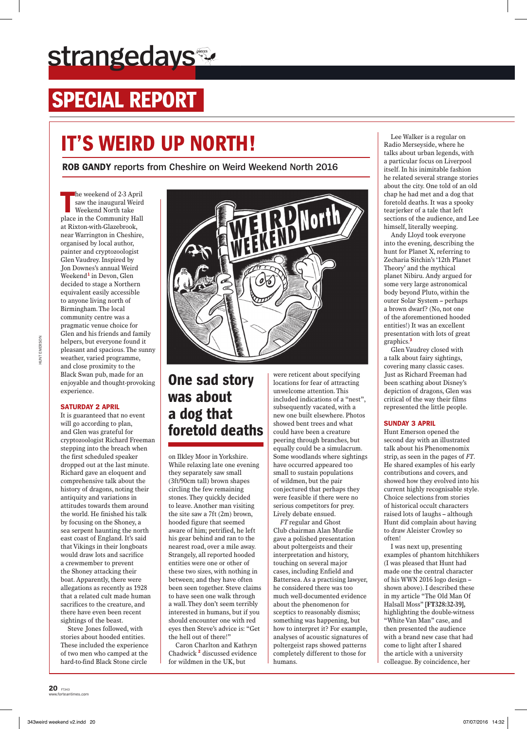# SPECIAL REPORT

## IT'S WEIRD UP NORTH!

**ROB GANDY** reports from Cheshire on Weird Weekend North 2016

The weekend of 2-3 April saw the inaugural Weird Weekend North take place in the Community Hall at Rixton-with-Glazebrook, near Warrington in Cheshire, organised by local author, painter and cryptozoologist Glen Vaudrey. Inspired by Jon Downes's annual Weird Weekend[1] in Devon, Glen decided to stage a Northern equivalent easily accessible to anyone living north of Birmingham. The local community centre was a pragmatic venue choice for Glen and his friends and family helpers, but everyone found it pleasant and spacious. The sunny weather, varied programme, and close proximity to the Black Swan pub, made for an enjoyable and thought-provoking experience.

### SATURDAY 2 APRIL

It is guaranteed that no event will go according to plan, and Glen was grateful for cryptozoologist Richard Freeman stepping into the breach when the first scheduled speaker dropped out at the last minute. Richard gave an eloquent and comprehensive talk about the history of dragons, noting their antiquity and variations in attitudes towards them around the world. He finished his talk by focusing on the Shoney, a sea serpent haunting the north east coast of England. It's said that Vikings in their longboats would draw lots and sacrifice a crewmember to prevent the Shoney attacking their boat. Apparently, there were allegations as recently as 1928 that a related cult made human sacrifices to the creature, and there have even been recent sightings of the beast.

Steve Jones followed, with stories about hooded entities. These included the experience of two men who camped at the hard-to-find Black Stone circle on Ilkley Moor in Yorkshire. While relaxing late one evening they separately saw small (3ft/90cm tall) brown shapes circling the few remaining stones. They quickly decided to leave. Another man visiting the site saw a 7ft (2m) brown, hooded figure that seemed aware of him; petrified, he left his gear behind and ran to the nearest road, over a mile away. Strangely, all reported hooded entities were one or other of these two sizes, with nothing in between; and they have often been seen together. Steve claims to have seen one walk through a wall. They don't seem terribly interested in humans, but if you should encounter one with red eyes then Steve's advice is: "Get the hell out of there!"

**One sad story was about a dog that foretold deaths**

Caron Charlton and Kathryn Chadwick[2] discussed evidence for wildmen in the UK, but were reticent about specifying locations for fear of attracting unwelcome attention. This included indications of a "nest", subsequently vacated, with a new one built elsewhere. Photos showed bent trees and what could have been a creature peering through branches, but equally could be a simulacrum. Some woodlands where sightings have occurred appeared too small to sustain populations of wildmen, but the pair conjectured that perhaps they were feasible if there were no serious competitors for prey. Lively debate ensued.

*FT* regular and Ghost Club chairman Alan Murdie gave a polished presentation about poltergeists and their interpretation and history, touching on several major cases, including Enfield and Battersea. As a practising lawyer, he considered there was too much well-documented evidence about the phenomenon for sceptics to reasonably dismiss; something was happening, but how to interpret it? For example, analyses of acoustic signatures of poltergeist raps showed patterns completely different to those for humans.

Lee Walker is a regular on Radio Merseyside, where he talks about urban legends, with a particular focus on Liverpool itself. In his inimitable fashion he related several strange stories about the city. One told of an old chap he had met and a dog that foretold deaths. It was a spooky tearjerker of a tale that left sections of the audience, and Lee himself, literally weeping.

Andy Lloyd took everyone into the evening, describing the hunt for Planet X, referring to Zecharia Sitchin's '12th Planet Theory' and the mythical planet Nibiru. Andy argued for some very large astronomical body beyond Pluto, within the outer Solar System – perhaps a brown dwarf? (No, not one of the aforementioned hooded entities!) It was an excellent presentation with lots of great graphics.[3]

Glen Vaudrey closed with a talk about fairy sightings, covering many classic cases. Just as Richard Freeman had been scathing about Disney's depiction of dragons, Glen was critical of the way their films represented the little people.

### SUNDAY 3 APRIL

Hunt Emerson opened the second day with an illustrated talk about his Phenomenomix strip, as seen in the pages of *FT*. He shared examples of his early contributions and covers, and showed how they evolved into his current highly recognisable style. Choice selections from stories of historical occult characters raised lots of laughs – although Hunt did complain about having to draw Aleister Crowley so often!

I was next up, presenting examples of phantom hitchhikers (I was pleased that Hunt had made one the central character of his WWN 2016 logo design – shown above). I described these in my article "The Old Man Of Halsall Moss" **[FT328:32-39]**, highlighting the double-witness "White Van Man" case, and then presented the audience with a brand new case that had come to light after I shared the article with a university colleague. By coincidence, her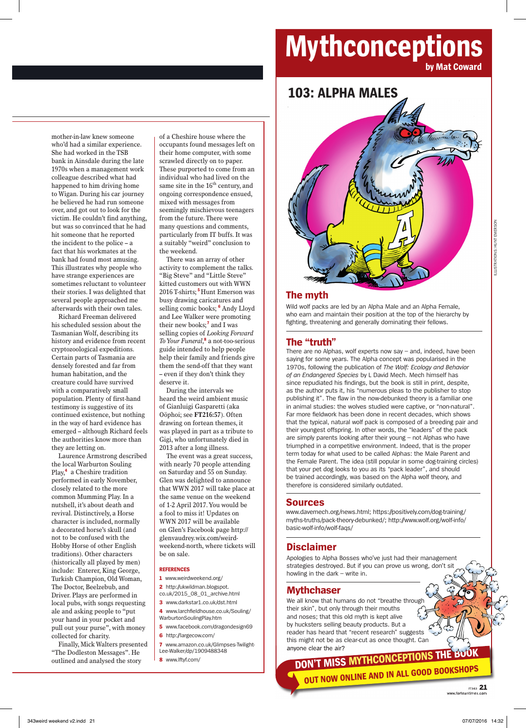mother-in-law knew someone who'd had a similar experience. She had worked in the TSB bank in Ainsdale during the late 1970s when a management work colleague described what had happened to him driving home to Wigan. During his car journey he believed he had run someone over, and got out to look for the victim. He couldn't find anything, but was so convinced that he had hit someone that he reported the incident to the police – a fact that his workmates at the bank had found most amusing. This illustrates why people who have strange experiences are sometimes reluctant to volunteer their stories. I was delighted that several people approached me afterwards with their own tales.

Richard Freeman delivered his scheduled session about the Tasmanian Wolf, describing its history and evidence from recent cryptozoological expeditions. Certain parts of Tasmania are densely forested and far from human habitation, and the creature could have survived with a comparatively small population. Plenty of first-hand testimony is suggestive of its continued existence, but nothing in the way of hard evidence has emerged – although Richard feels the authorities know more than they are letting on.

Laurence Armstrong described the local Warburton Souling Play,[4] a Cheshire tradition performed in early November, closely related to the more common Mumming Play. In a nutshell, it's about death and revival. Distinctively, a Horse character is included, normally a decorated horse's skull (and not to be confused with the Hobby Horse of other English traditions). Other characters (historically all played by men) include: Enterer, King George, Turkish Champion, Old Woman, The Doctor, Beelzebub, and Driver. Plays are performed in local pubs, with songs requesting ale and asking people to "put your hand in your pocket and pull out your purse", with money collected for charity.

Finally, Mick Walters presented "The Dodleston Messages". He outlined and analysed the story of a Cheshire house where the occupants found messages left on their home computer, with some scrawled directly on to paper. These purported to come from an individual who had lived on the same site in the 16th century, and ongoing correspondence ensued, mixed with messages from seemingly mischievous teenagers from the future. There were many questions and comments, particularly from IT buffs. It was a suitably "weird" conclusion to the weekend.

There was an array of other activity to complement the talks. "Big Steve" and "Little Steve" kitted customers out with WWN 2016 T-shirts;[5] Hunt Emerson was busy drawing caricatures and selling comic books;[6] Andy Lloyd and Lee Walker were promoting their new books;[7] and I was selling copies of *Looking Forward To Your Funeral*,[8] a not-too-serious guide intended to help people help their family and friends give them the send-off that they want – even if they don't think they deserve it.

During the intervals we heard the weird ambient music of Gianluigi Gasparetti (aka Oöphoi; see **FT216:57**). Often drawing on fortean themes, it was played in part as a tribute to Gigi, who unfortunately died in 2013 after a long illness.

The event was a great success, with nearly 70 people attending on Saturday and 55 on Sunday. Glen was delighted to announce that WWN 2017 will take place at the same venue on the weekend of 1-2 April 2017. You would be a fool to miss it! Updates on WWN 2017 will be available on Glen's Facebook page http://glenvaudrey.wix.com/weird-weekend-north, where tickets will be on sale.

**REFERENCES**

1 www.weirdweekend.org/
2 http://ukwildman.blogspot.co.uk/2015_08_01_archive.html
3 www.darkstar1.co.uk/dst.html
4 www.larchfieldhouse.co.uk/Souling/WarburtonSoulingPlay.htm
5 www.facebook.com/dragondesign69
6 http://largecow.com/
7 www.amazon.co.uk/Glimpses-Twilight-Lee-Walker/dp/1909488348
8 www.lftyf.com/

# Mythconceptions

by Mat Coward

## 103: ALPHA MALES

ILLUSTRATIONS: HUNT EMERSON

### The myth

Wild wolf packs are led by an Alpha Male and an Alpha Female, who earn and maintain their position at the top of the hierarchy by fighting, threatening and generally dominating their fellows.

### The "truth"

There are no Alphas, wolf experts now say – and, indeed, have been saying for some years. The Alpha concept was popularised in the 1970s, following the publication of *The Wolf: Ecology and Behavior of an Endangered Species* by L David Mech. Mech himself has since repudiated his findings, but the book is still in print, despite, as the author puts it, his "numerous pleas to the publisher to stop publishing it". The flaw in the now-debunked theory is a familiar one in animal studies: the wolves studied were captive, or "non-natural". Far more fieldwork has been done in recent decades, which shows that the typical, natural wolf pack is composed of a breeding pair and their youngest offspring. In other words, the "leaders" of the pack are simply parents looking after their young – not Alphas who have triumphed in a competitive environment. Indeed, that is the proper term today for what used to be called Alphas: the Male Parent and the Female Parent. The idea (still popular in some dog-training circles) that your pet dog looks to you as its "pack leader", and should be trained accordingly, was based on the Alpha wolf theory, and therefore is considered similarly outdated.

### Sources

www.davemech.org/news.html; https://positively.com/dog-training/myths-truths/pack-theory-debunked/; http://www.wolf.org/wolf-info/basic-wolf-info/wolf-faqs/

### Disclaimer

Apologies to Alpha Bosses who've just had their management strategies destroyed. But if you can prove us wrong, don't sit howling in the dark – write in.

### Mythchaser

We all know that humans do not "breathe through their skin", but only through their mouths and noses; that this old myth is kept alive by hucksters selling beauty products. But a reader has heard that "recent research" suggests this might not be as clear-cut as once thought. Can anyone clear the air?

DON'T MISS MYTHCONCEPTIONS THE BOOK
OUT NOW ONLINE AND IN ALL GOOD BOOKSHOPS